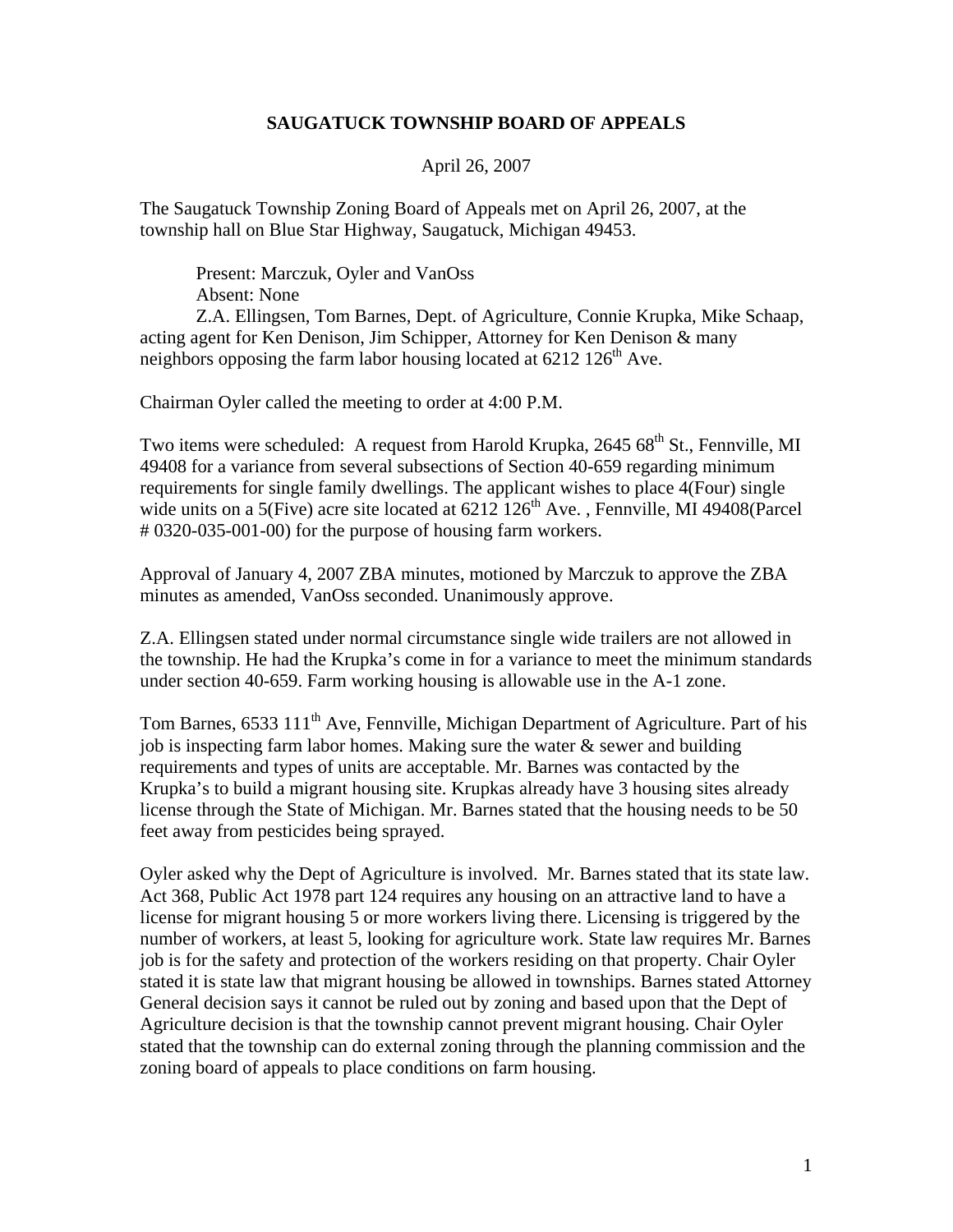# SAUGATUCK TOWNSHIP BOARD OF APPEALS

April 26, 2007

The Saugatuck Township Zoning Board of Appeals met on April 26, 2007, at the township hall on Blue Star Highway, Saugatuck, Michigan 49453.

Present: Marczuk, Oyler and VanOss
Absent: None
Z.A. Ellingsen, Tom Barnes, Dept. of Agriculture, Connie Krupka, Mike Schaap, acting agent for Ken Denison, Jim Schipper, Attorney for Ken Denison & many neighbors opposing the farm labor housing located at 6212 126th Ave.

Chairman Oyler called the meeting to order at 4:00 P.M.

Two items were scheduled: A request from Harold Krupka, 2645 68th St., Fennville, MI 49408 for a variance from several subsections of Section 40-659 regarding minimum requirements for single family dwellings. The applicant wishes to place 4(Four) single wide units on a 5(Five) acre site located at 6212 126th Ave. , Fennville, MI 49408(Parcel # 0320-035-001-00) for the purpose of housing farm workers.

Approval of January 4, 2007 ZBA minutes, motioned by Marczuk to approve the ZBA minutes as amended, VanOss seconded. Unanimously approve.

Z.A. Ellingsen stated under normal circumstance single wide trailers are not allowed in the township. He had the Krupka's come in for a variance to meet the minimum standards under section 40-659. Farm working housing is allowable use in the A-1 zone.

Tom Barnes, 6533 111th Ave, Fennville, Michigan Department of Agriculture. Part of his job is inspecting farm labor homes. Making sure the water & sewer and building requirements and types of units are acceptable. Mr. Barnes was contacted by the Krupka's to build a migrant housing site. Krupkas already have 3 housing sites already license through the State of Michigan. Mr. Barnes stated that the housing needs to be 50 feet away from pesticides being sprayed.

Oyler asked why the Dept of Agriculture is involved. Mr. Barnes stated that its state law. Act 368, Public Act 1978 part 124 requires any housing on an attractive land to have a license for migrant housing 5 or more workers living there. Licensing is triggered by the number of workers, at least 5, looking for agriculture work. State law requires Mr. Barnes job is for the safety and protection of the workers residing on that property. Chair Oyler stated it is state law that migrant housing be allowed in townships. Barnes stated Attorney General decision says it cannot be ruled out by zoning and based upon that the Dept of Agriculture decision is that the township cannot prevent migrant housing. Chair Oyler stated that the township can do external zoning through the planning commission and the zoning board of appeals to place conditions on farm housing.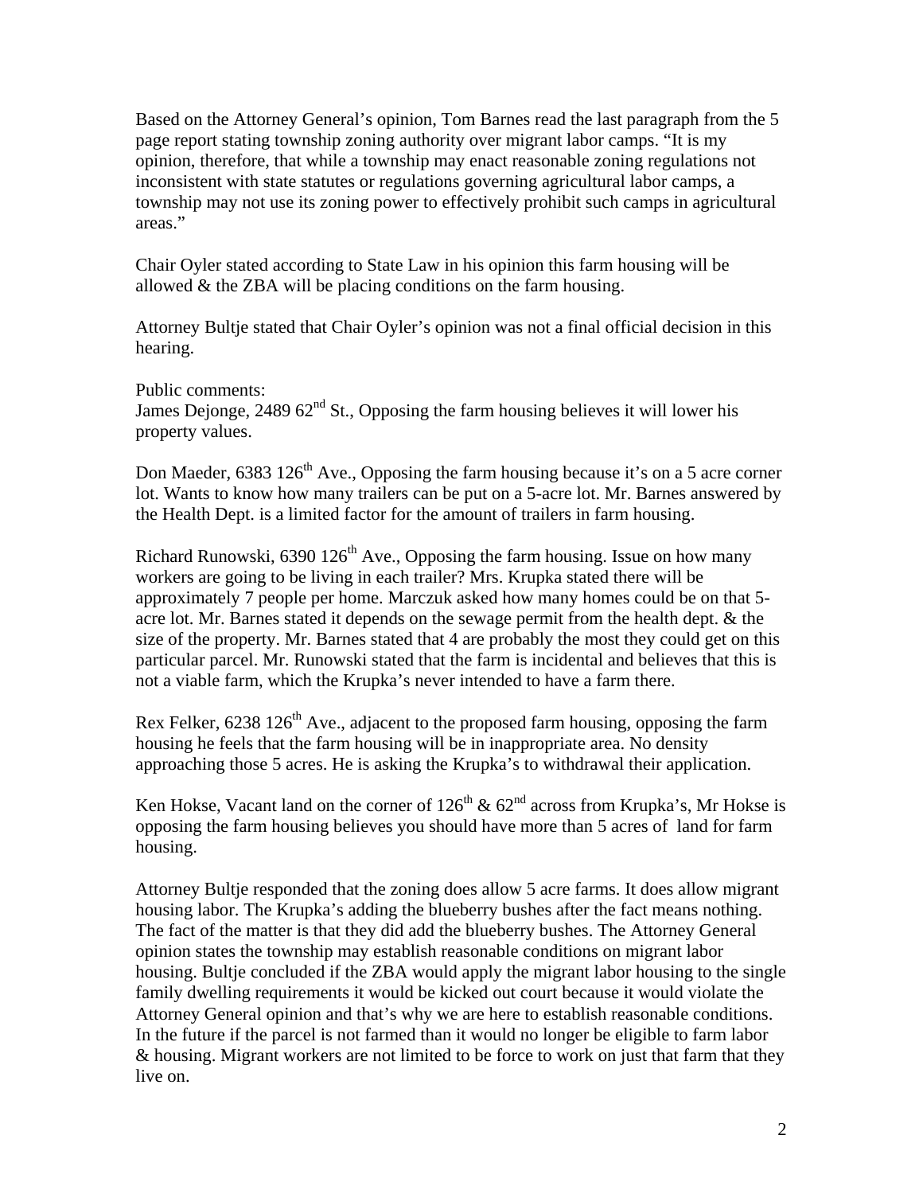Based on the Attorney General's opinion, Tom Barnes read the last paragraph from the 5 page report stating township zoning authority over migrant labor camps. "It is my opinion, therefore, that while a township may enact reasonable zoning regulations not inconsistent with state statutes or regulations governing agricultural labor camps, a township may not use its zoning power to effectively prohibit such camps in agricultural areas."

Chair Oyler stated according to State Law in his opinion this farm housing will be allowed & the ZBA will be placing conditions on the farm housing.

Attorney Bultje stated that Chair Oyler's opinion was not a final official decision in this hearing.

Public comments:
James Dejonge, 2489 62nd St., Opposing the farm housing believes it will lower his property values.

Don Maeder, 6383 126th Ave., Opposing the farm housing because it's on a 5 acre corner lot. Wants to know how many trailers can be put on a 5-acre lot. Mr. Barnes answered by the Health Dept. is a limited factor for the amount of trailers in farm housing.

Richard Runowski, 6390 126th Ave., Opposing the farm housing. Issue on how many workers are going to be living in each trailer? Mrs. Krupka stated there will be approximately 7 people per home. Marczuk asked how many homes could be on that 5-acre lot. Mr. Barnes stated it depends on the sewage permit from the health dept. & the size of the property. Mr. Barnes stated that 4 are probably the most they could get on this particular parcel. Mr. Runowski stated that the farm is incidental and believes that this is not a viable farm, which the Krupka's never intended to have a farm there.

Rex Felker, 6238 126th Ave., adjacent to the proposed farm housing, opposing the farm housing he feels that the farm housing will be in inappropriate area. No density approaching those 5 acres. He is asking the Krupka's to withdrawal their application.

Ken Hokse, Vacant land on the corner of 126th & 62nd across from Krupka's, Mr Hokse is opposing the farm housing believes you should have more than 5 acres of land for farm housing.

Attorney Bultje responded that the zoning does allow 5 acre farms. It does allow migrant housing labor. The Krupka's adding the blueberry bushes after the fact means nothing. The fact of the matter is that they did add the blueberry bushes. The Attorney General opinion states the township may establish reasonable conditions on migrant labor housing. Bultje concluded if the ZBA would apply the migrant labor housing to the single family dwelling requirements it would be kicked out court because it would violate the Attorney General opinion and that's why we are here to establish reasonable conditions. In the future if the parcel is not farmed than it would no longer be eligible to farm labor & housing. Migrant workers are not limited to be force to work on just that farm that they live on.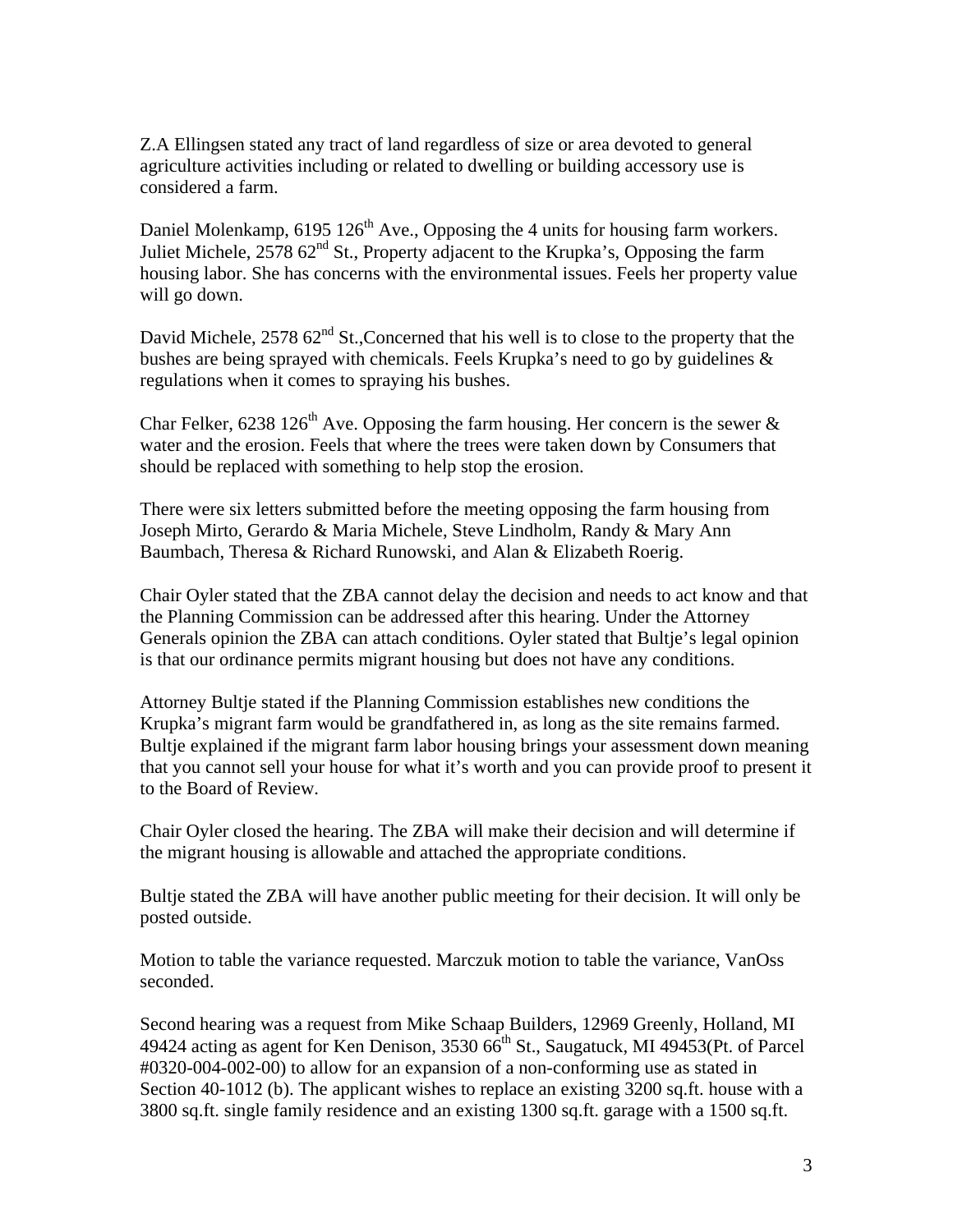Z.A Ellingsen stated any tract of land regardless of size or area devoted to general agriculture activities including or related to dwelling or building accessory use is considered a farm.

Daniel Molenkamp, 6195 126th Ave., Opposing the 4 units for housing farm workers. Juliet Michele, 2578 62nd St., Property adjacent to the Krupka's, Opposing the farm housing labor. She has concerns with the environmental issues. Feels her property value will go down.

David Michele, 2578 62nd St.,Concerned that his well is to close to the property that the bushes are being sprayed with chemicals. Feels Krupka's need to go by guidelines & regulations when it comes to spraying his bushes.

Char Felker, 6238 126th Ave. Opposing the farm housing. Her concern is the sewer & water and the erosion. Feels that where the trees were taken down by Consumers that should be replaced with something to help stop the erosion.

There were six letters submitted before the meeting opposing the farm housing from Joseph Mirto, Gerardo & Maria Michele, Steve Lindholm, Randy & Mary Ann Baumbach, Theresa & Richard Runowski, and Alan & Elizabeth Roerig.

Chair Oyler stated that the ZBA cannot delay the decision and needs to act know and that the Planning Commission can be addressed after this hearing. Under the Attorney Generals opinion the ZBA can attach conditions. Oyler stated that Bultje's legal opinion is that our ordinance permits migrant housing but does not have any conditions.

Attorney Bultje stated if the Planning Commission establishes new conditions the Krupka's migrant farm would be grandfathered in, as long as the site remains farmed. Bultje explained if the migrant farm labor housing brings your assessment down meaning that you cannot sell your house for what it's worth and you can provide proof to present it to the Board of Review.

Chair Oyler closed the hearing. The ZBA will make their decision and will determine if the migrant housing is allowable and attached the appropriate conditions.

Bultje stated the ZBA will have another public meeting for their decision. It will only be posted outside.

Motion to table the variance requested. Marczuk motion to table the variance, VanOss seconded.

Second hearing was a request from Mike Schaap Builders, 12969 Greenly, Holland, MI 49424 acting as agent for Ken Denison, 3530 66th St., Saugatuck, MI 49453(Pt. of Parcel #0320-004-002-00) to allow for an expansion of a non-conforming use as stated in Section 40-1012 (b). The applicant wishes to replace an existing 3200 sq.ft. house with a 3800 sq.ft. single family residence and an existing 1300 sq.ft. garage with a 1500 sq.ft.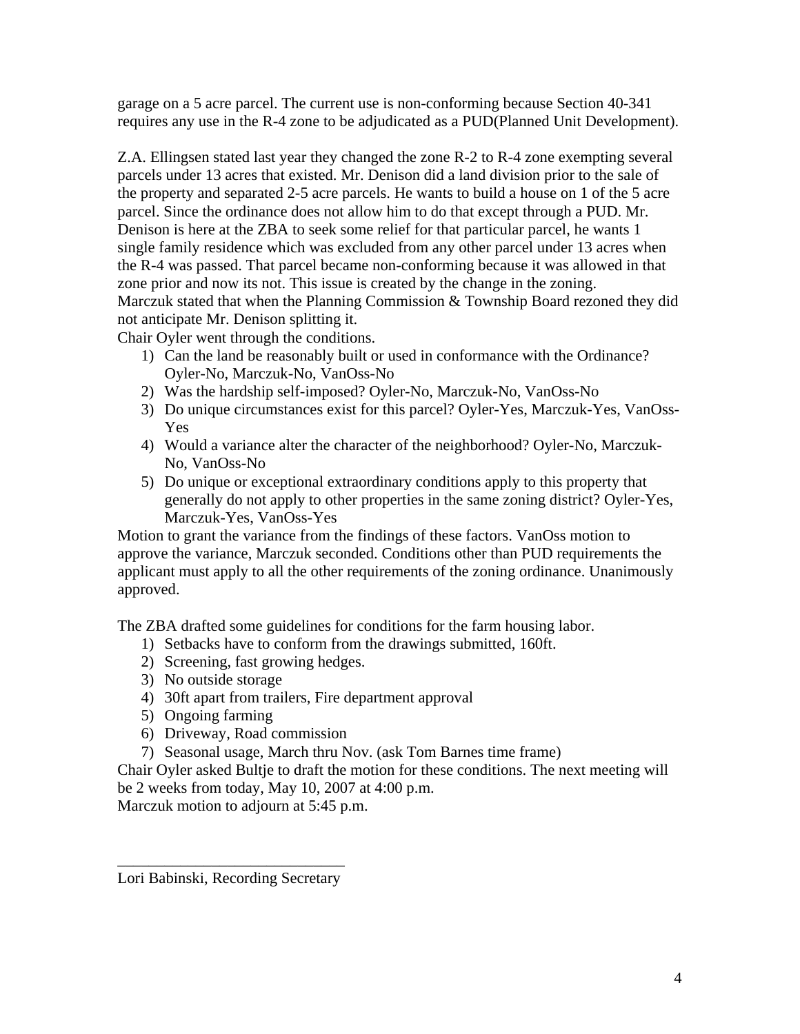garage on a 5 acre parcel. The current use is non-conforming because Section 40-341 requires any use in the R-4 zone to be adjudicated as a PUD(Planned Unit Development).

Z.A. Ellingsen stated last year they changed the zone R-2 to R-4 zone exempting several parcels under 13 acres that existed. Mr. Denison did a land division prior to the sale of the property and separated 2-5 acre parcels. He wants to build a house on 1 of the 5 acre parcel. Since the ordinance does not allow him to do that except through a PUD. Mr. Denison is here at the ZBA to seek some relief for that particular parcel, he wants 1 single family residence which was excluded from any other parcel under 13 acres when the R-4 was passed. That parcel became non-conforming because it was allowed in that zone prior and now its not. This issue is created by the change in the zoning.
Marczuk stated that when the Planning Commission & Township Board rezoned they did not anticipate Mr. Denison splitting it.
Chair Oyler went through the conditions.

1) Can the land be reasonably built or used in conformance with the Ordinance? Oyler-No, Marczuk-No, VanOss-No
2) Was the hardship self-imposed? Oyler-No, Marczuk-No, VanOss-No
3) Do unique circumstances exist for this parcel? Oyler-Yes, Marczuk-Yes, VanOss-Yes
4) Would a variance alter the character of the neighborhood? Oyler-No, Marczuk-No, VanOss-No
5) Do unique or exceptional extraordinary conditions apply to this property that generally do not apply to other properties in the same zoning district? Oyler-Yes, Marczuk-Yes, VanOss-Yes

Motion to grant the variance from the findings of these factors. VanOss motion to approve the variance, Marczuk seconded. Conditions other than PUD requirements the applicant must apply to all the other requirements of the zoning ordinance. Unanimously approved.

The ZBA drafted some guidelines for conditions for the farm housing labor.

1) Setbacks have to conform from the drawings submitted, 160ft.
2) Screening, fast growing hedges.
3) No outside storage
4) 30ft apart from trailers, Fire department approval
5) Ongoing farming
6) Driveway, Road commission
7) Seasonal usage, March thru Nov. (ask Tom Barnes time frame)

Chair Oyler asked Bultje to draft the motion for these conditions. The next meeting will be 2 weeks from today, May 10, 2007 at 4:00 p.m.
Marczuk motion to adjourn at 5:45 p.m.

\_\_\_\_\_\_\_\_\_\_\_\_\_\_\_\_\_\_\_\_\_\_\_\_\_\_\_\_\_\_

Lori Babinski, Recording Secretary